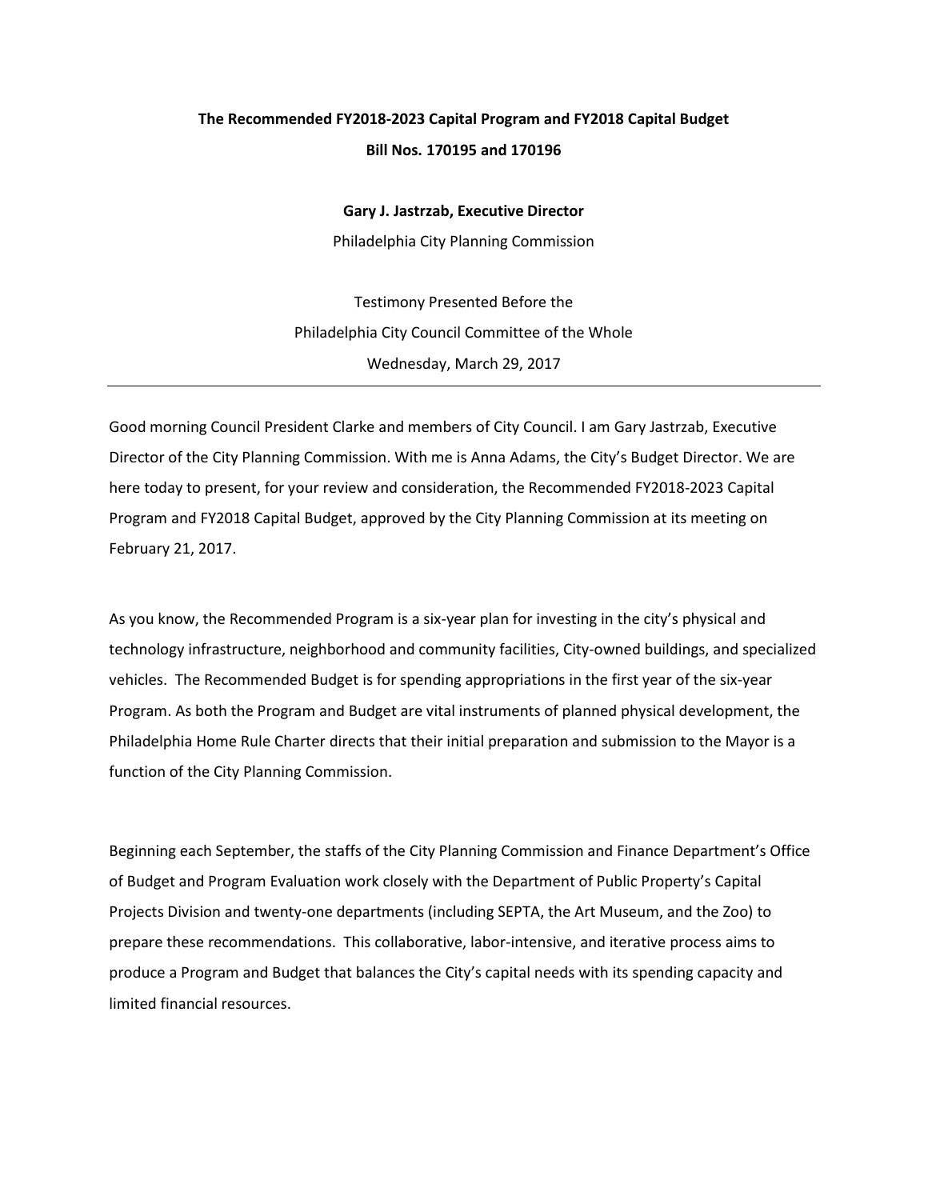# The Recommended FY2018-2023 Capital Program and FY2018 Capital Budget

## Bill Nos. 170195 and 170196

**Gary J. Jastrzab, Executive Director**

Philadelphia City Planning Commission

Testimony Presented Before the
Philadelphia City Council Committee of the Whole
Wednesday, March 29, 2017

---

Good morning Council President Clarke and members of City Council. I am Gary Jastrzab, Executive Director of the City Planning Commission. With me is Anna Adams, the City's Budget Director. We are here today to present, for your review and consideration, the Recommended FY2018-2023 Capital Program and FY2018 Capital Budget, approved by the City Planning Commission at its meeting on February 21, 2017.

As you know, the Recommended Program is a six-year plan for investing in the city's physical and technology infrastructure, neighborhood and community facilities, City-owned buildings, and specialized vehicles. The Recommended Budget is for spending appropriations in the first year of the six-year Program. As both the Program and Budget are vital instruments of planned physical development, the Philadelphia Home Rule Charter directs that their initial preparation and submission to the Mayor is a function of the City Planning Commission.

Beginning each September, the staffs of the City Planning Commission and Finance Department's Office of Budget and Program Evaluation work closely with the Department of Public Property's Capital Projects Division and twenty-one departments (including SEPTA, the Art Museum, and the Zoo) to prepare these recommendations. This collaborative, labor-intensive, and iterative process aims to produce a Program and Budget that balances the City's capital needs with its spending capacity and limited financial resources.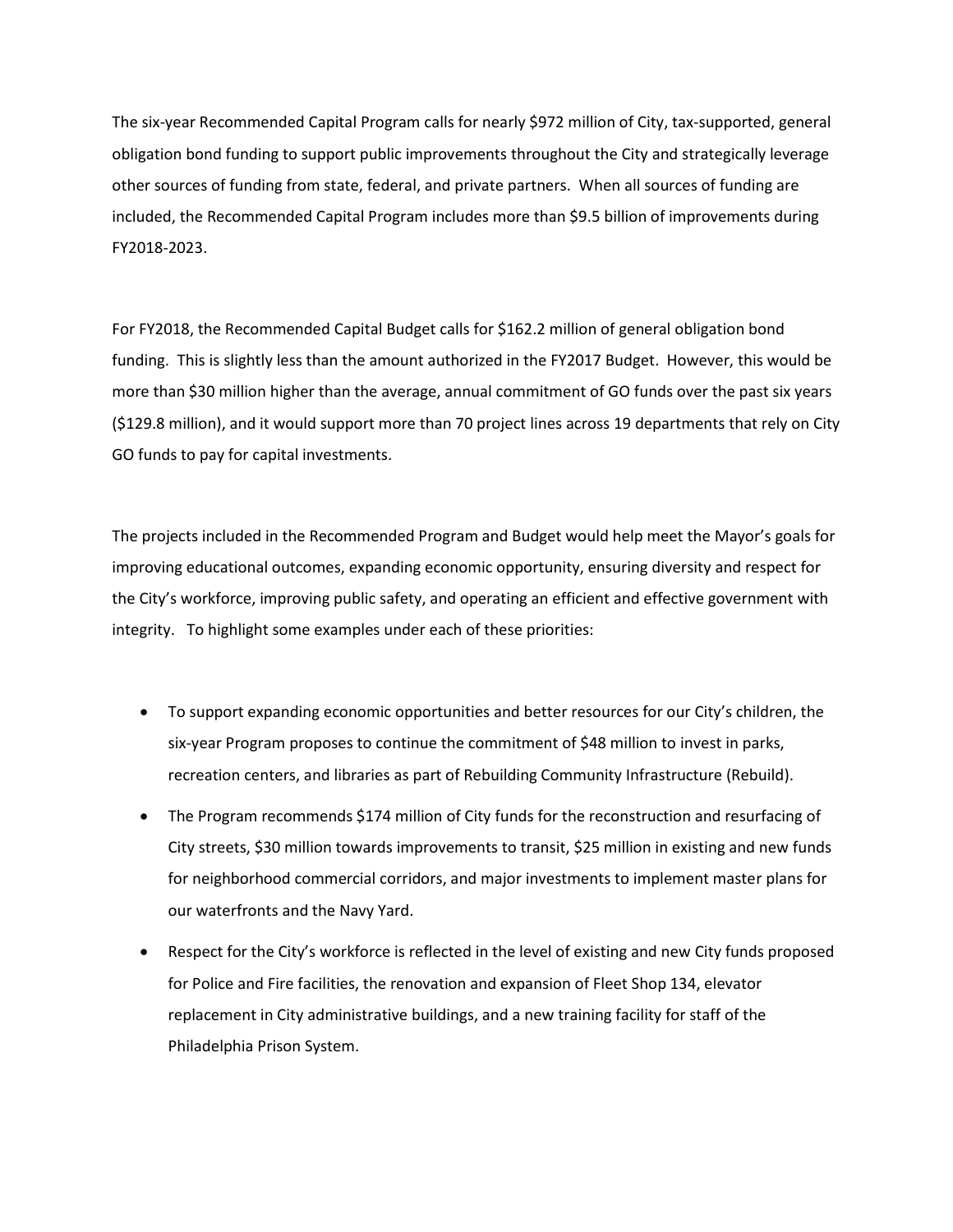The six-year Recommended Capital Program calls for nearly $972 million of City, tax-supported, general obligation bond funding to support public improvements throughout the City and strategically leverage other sources of funding from state, federal, and private partners. When all sources of funding are included, the Recommended Capital Program includes more than $9.5 billion of improvements during FY2018-2023.

For FY2018, the Recommended Capital Budget calls for $162.2 million of general obligation bond funding. This is slightly less than the amount authorized in the FY2017 Budget. However, this would be more than $30 million higher than the average, annual commitment of GO funds over the past six years ($129.8 million), and it would support more than 70 project lines across 19 departments that rely on City GO funds to pay for capital investments.

The projects included in the Recommended Program and Budget would help meet the Mayor's goals for improving educational outcomes, expanding economic opportunity, ensuring diversity and respect for the City's workforce, improving public safety, and operating an efficient and effective government with integrity. To highlight some examples under each of these priorities:

- To support expanding economic opportunities and better resources for our City's children, the six-year Program proposes to continue the commitment of $48 million to invest in parks, recreation centers, and libraries as part of Rebuilding Community Infrastructure (Rebuild).
- The Program recommends $174 million of City funds for the reconstruction and resurfacing of City streets, $30 million towards improvements to transit, $25 million in existing and new funds for neighborhood commercial corridors, and major investments to implement master plans for our waterfronts and the Navy Yard.
- Respect for the City's workforce is reflected in the level of existing and new City funds proposed for Police and Fire facilities, the renovation and expansion of Fleet Shop 134, elevator replacement in City administrative buildings, and a new training facility for staff of the Philadelphia Prison System.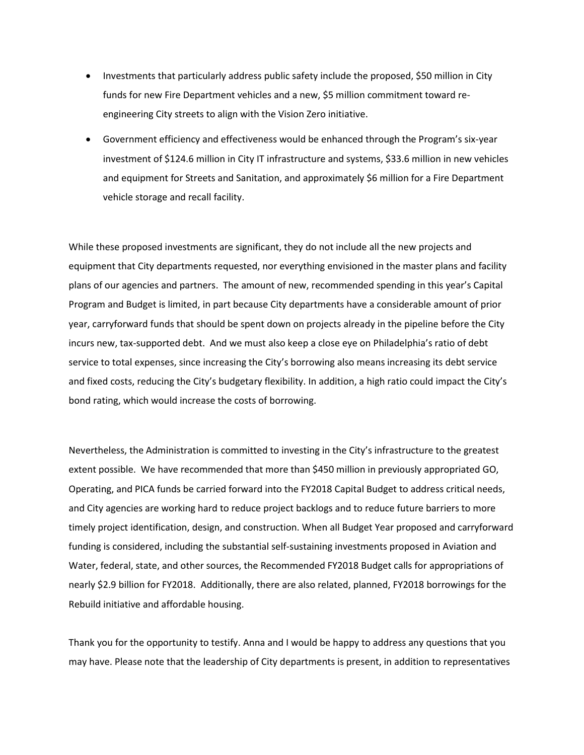- Investments that particularly address public safety include the proposed, $50 million in City funds for new Fire Department vehicles and a new, $5 million commitment toward re-engineering City streets to align with the Vision Zero initiative.
- Government efficiency and effectiveness would be enhanced through the Program's six-year investment of $124.6 million in City IT infrastructure and systems, $33.6 million in new vehicles and equipment for Streets and Sanitation, and approximately $6 million for a Fire Department vehicle storage and recall facility.

While these proposed investments are significant, they do not include all the new projects and equipment that City departments requested, nor everything envisioned in the master plans and facility plans of our agencies and partners. The amount of new, recommended spending in this year's Capital Program and Budget is limited, in part because City departments have a considerable amount of prior year, carryforward funds that should be spent down on projects already in the pipeline before the City incurs new, tax-supported debt. And we must also keep a close eye on Philadelphia's ratio of debt service to total expenses, since increasing the City's borrowing also means increasing its debt service and fixed costs, reducing the City's budgetary flexibility. In addition, a high ratio could impact the City's bond rating, which would increase the costs of borrowing.

Nevertheless, the Administration is committed to investing in the City's infrastructure to the greatest extent possible. We have recommended that more than $450 million in previously appropriated GO, Operating, and PICA funds be carried forward into the FY2018 Capital Budget to address critical needs, and City agencies are working hard to reduce project backlogs and to reduce future barriers to more timely project identification, design, and construction. When all Budget Year proposed and carryforward funding is considered, including the substantial self-sustaining investments proposed in Aviation and Water, federal, state, and other sources, the Recommended FY2018 Budget calls for appropriations of nearly $2.9 billion for FY2018. Additionally, there are also related, planned, FY2018 borrowings for the Rebuild initiative and affordable housing.

Thank you for the opportunity to testify. Anna and I would be happy to address any questions that you may have. Please note that the leadership of City departments is present, in addition to representatives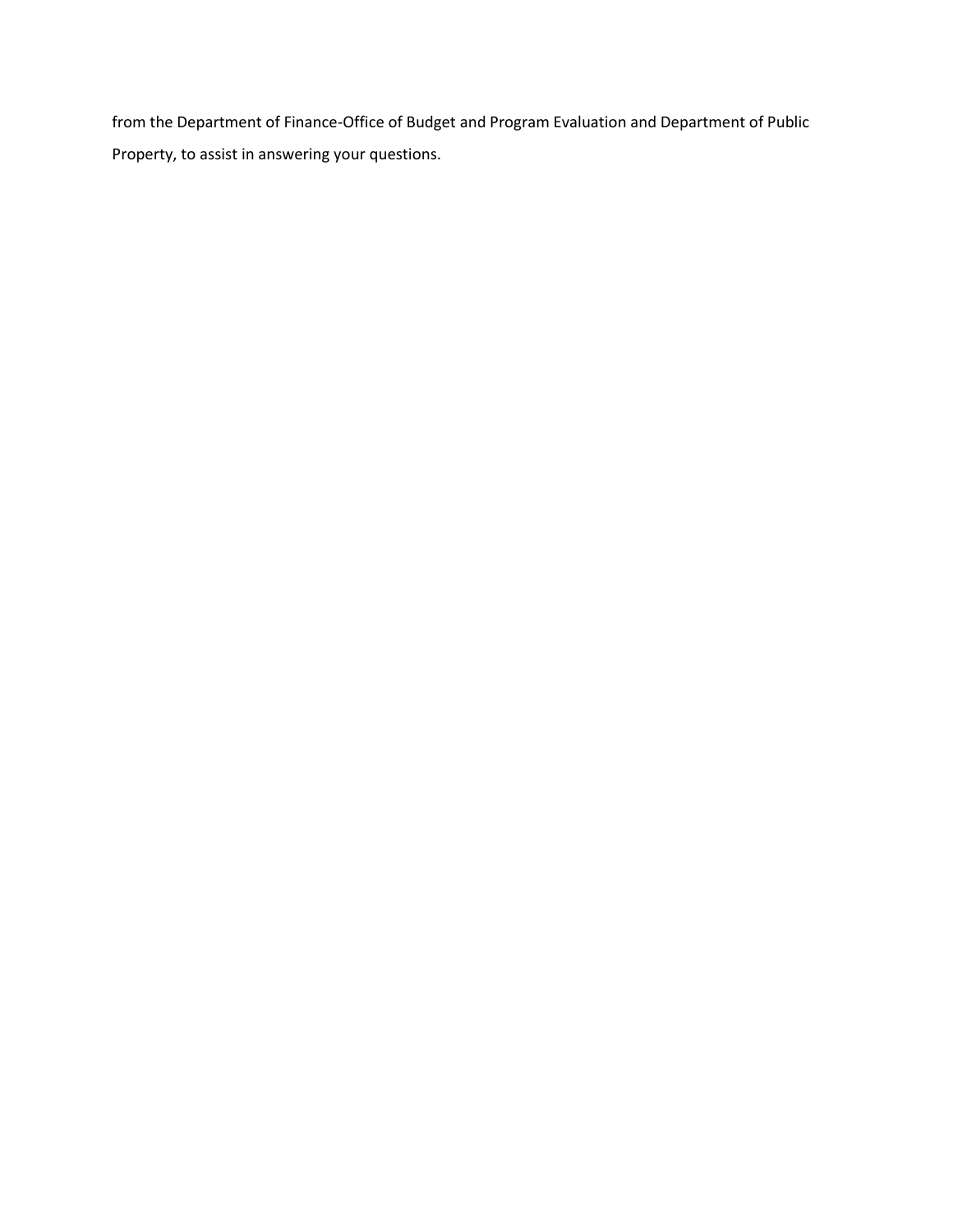from the Department of Finance-Office of Budget and Program Evaluation and Department of Public Property, to assist in answering your questions.